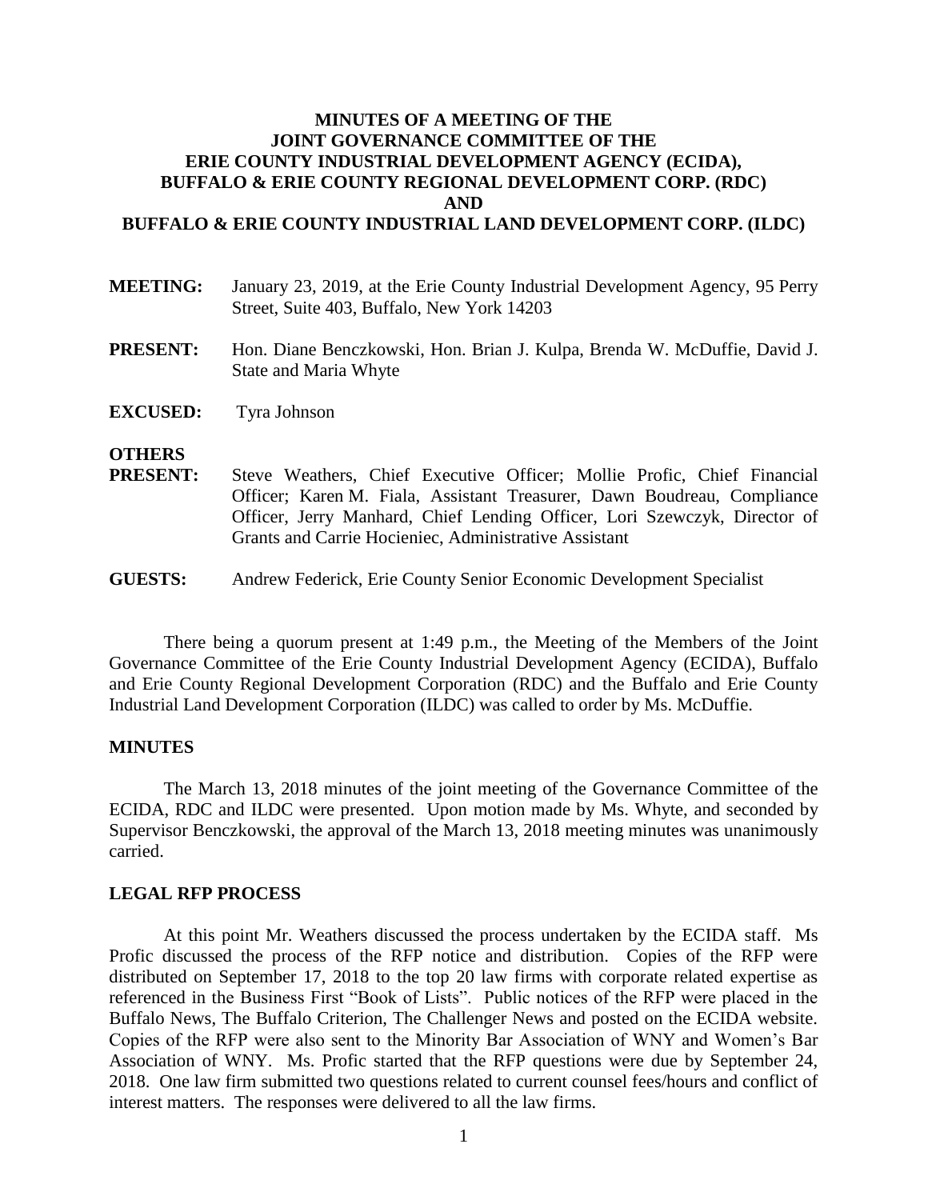# MINUTES OF A MEETING OF THE JOINT GOVERNANCE COMMITTEE OF THE ERIE COUNTY INDUSTRIAL DEVELOPMENT AGENCY (ECIDA), BUFFALO & ERIE COUNTY REGIONAL DEVELOPMENT CORP. (RDC) AND BUFFALO & ERIE COUNTY INDUSTRIAL LAND DEVELOPMENT CORP. (ILDC)

**MEETING:** January 23, 2019, at the Erie County Industrial Development Agency, 95 Perry Street, Suite 403, Buffalo, New York 14203

**PRESENT:** Hon. Diane Benczkowski, Hon. Brian J. Kulpa, Brenda W. McDuffie, David J. State and Maria Whyte

**EXCUSED:** Tyra Johnson

**OTHERS PRESENT:** Steve Weathers, Chief Executive Officer; Mollie Profic, Chief Financial Officer; Karen M. Fiala, Assistant Treasurer, Dawn Boudreau, Compliance Officer, Jerry Manhard, Chief Lending Officer, Lori Szewczyk, Director of Grants and Carrie Hocieniec, Administrative Assistant

**GUESTS:** Andrew Federick, Erie County Senior Economic Development Specialist

There being a quorum present at 1:49 p.m., the Meeting of the Members of the Joint Governance Committee of the Erie County Industrial Development Agency (ECIDA), Buffalo and Erie County Regional Development Corporation (RDC) and the Buffalo and Erie County Industrial Land Development Corporation (ILDC) was called to order by Ms. McDuffie.

## MINUTES

The March 13, 2018 minutes of the joint meeting of the Governance Committee of the ECIDA, RDC and ILDC were presented. Upon motion made by Ms. Whyte, and seconded by Supervisor Benczkowski, the approval of the March 13, 2018 meeting minutes was unanimously carried.

## LEGAL RFP PROCESS

At this point Mr. Weathers discussed the process undertaken by the ECIDA staff. Ms Profic discussed the process of the RFP notice and distribution. Copies of the RFP were distributed on September 17, 2018 to the top 20 law firms with corporate related expertise as referenced in the Business First "Book of Lists". Public notices of the RFP were placed in the Buffalo News, The Buffalo Criterion, The Challenger News and posted on the ECIDA website. Copies of the RFP were also sent to the Minority Bar Association of WNY and Women's Bar Association of WNY. Ms. Profic started that the RFP questions were due by September 24, 2018. One law firm submitted two questions related to current counsel fees/hours and conflict of interest matters. The responses were delivered to all the law firms.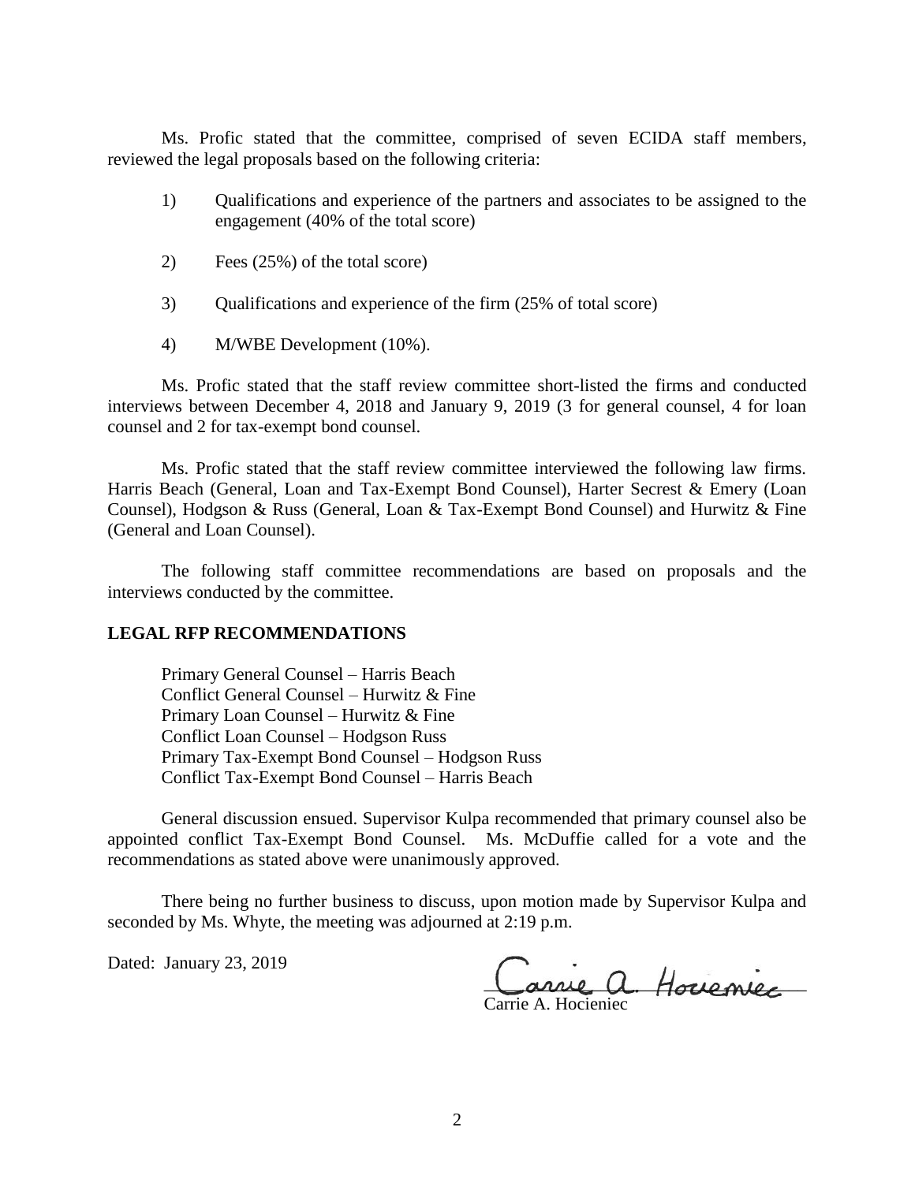Ms. Profic stated that the committee, comprised of seven ECIDA staff members, reviewed the legal proposals based on the following criteria:

1) Qualifications and experience of the partners and associates to be assigned to the engagement (40% of the total score)

2) Fees (25%) of the total score)

3) Qualifications and experience of the firm (25% of total score)

4) M/WBE Development (10%).

Ms. Profic stated that the staff review committee short-listed the firms and conducted interviews between December 4, 2018 and January 9, 2019 (3 for general counsel, 4 for loan counsel and 2 for tax-exempt bond counsel.

Ms. Profic stated that the staff review committee interviewed the following law firms. Harris Beach (General, Loan and Tax-Exempt Bond Counsel), Harter Secrest & Emery (Loan Counsel), Hodgson & Russ (General, Loan & Tax-Exempt Bond Counsel) and Hurwitz & Fine (General and Loan Counsel).

The following staff committee recommendations are based on proposals and the interviews conducted by the committee.

**LEGAL RFP RECOMMENDATIONS**

Primary General Counsel – Harris Beach
Conflict General Counsel – Hurwitz & Fine
Primary Loan Counsel – Hurwitz & Fine
Conflict Loan Counsel – Hodgson Russ
Primary Tax-Exempt Bond Counsel – Hodgson Russ
Conflict Tax-Exempt Bond Counsel – Harris Beach

General discussion ensued. Supervisor Kulpa recommended that primary counsel also be appointed conflict Tax-Exempt Bond Counsel. Ms. McDuffie called for a vote and the recommendations as stated above were unanimously approved.

There being no further business to discuss, upon motion made by Supervisor Kulpa and seconded by Ms. Whyte, the meeting was adjourned at 2:19 p.m.

Dated: January 23, 2019

Carrie A. Hocieniec